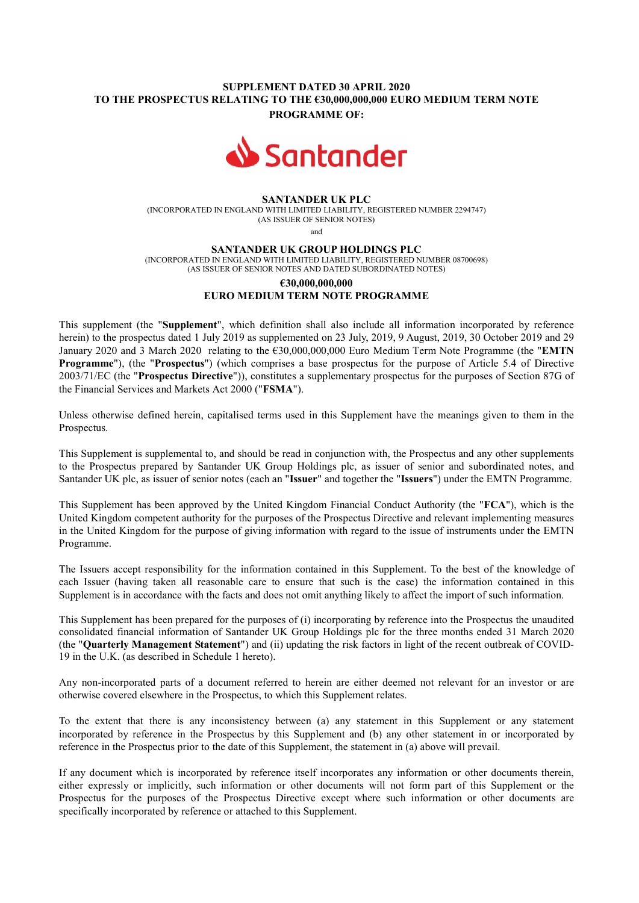**SUPPLEMENT DATED 30 APRIL 2020**
**TO THE PROSPECTUS RELATING TO THE €30,000,000,000 EURO MEDIUM TERM NOTE PROGRAMME OF:**

Santander

**SANTANDER UK PLC**
(INCORPORATED IN ENGLAND WITH LIMITED LIABILITY, REGISTERED NUMBER 2294747)
(AS ISSUER OF SENIOR NOTES)

and

**SANTANDER UK GROUP HOLDINGS PLC**
(INCORPORATED IN ENGLAND WITH LIMITED LIABILITY, REGISTERED NUMBER 08700698)
(AS ISSUER OF SENIOR NOTES AND DATED SUBORDINATED NOTES)

**€30,000,000,000**
**EURO MEDIUM TERM NOTE PROGRAMME**

This supplement (the "**Supplement**", which definition shall also include all information incorporated by reference herein) to the prospectus dated 1 July 2019 as supplemented on 23 July, 2019, 9 August, 2019, 30 October 2019 and 29 January 2020 and 3 March 2020 relating to the €30,000,000,000 Euro Medium Term Note Programme (the "**EMTN Programme**"), (the "**Prospectus**") (which comprises a base prospectus for the purpose of Article 5.4 of Directive 2003/71/EC (the "**Prospectus Directive**")), constitutes a supplementary prospectus for the purposes of Section 87G of the Financial Services and Markets Act 2000 ("**FSMA**").

Unless otherwise defined herein, capitalised terms used in this Supplement have the meanings given to them in the Prospectus.

This Supplement is supplemental to, and should be read in conjunction with, the Prospectus and any other supplements to the Prospectus prepared by Santander UK Group Holdings plc, as issuer of senior and subordinated notes, and Santander UK plc, as issuer of senior notes (each an "**Issuer**" and together the "**Issuers**") under the EMTN Programme.

This Supplement has been approved by the United Kingdom Financial Conduct Authority (the "**FCA**"), which is the United Kingdom competent authority for the purposes of the Prospectus Directive and relevant implementing measures in the United Kingdom for the purpose of giving information with regard to the issue of instruments under the EMTN Programme.

The Issuers accept responsibility for the information contained in this Supplement. To the best of the knowledge of each Issuer (having taken all reasonable care to ensure that such is the case) the information contained in this Supplement is in accordance with the facts and does not omit anything likely to affect the import of such information.

This Supplement has been prepared for the purposes of (i) incorporating by reference into the Prospectus the unaudited consolidated financial information of Santander UK Group Holdings plc for the three months ended 31 March 2020 (the "**Quarterly Management Statement**") and (ii) updating the risk factors in light of the recent outbreak of COVID-19 in the U.K. (as described in Schedule 1 hereto).

Any non-incorporated parts of a document referred to herein are either deemed not relevant for an investor or are otherwise covered elsewhere in the Prospectus, to which this Supplement relates.

To the extent that there is any inconsistency between (a) any statement in this Supplement or any statement incorporated by reference in the Prospectus by this Supplement and (b) any other statement in or incorporated by reference in the Prospectus prior to the date of this Supplement, the statement in (a) above will prevail.

If any document which is incorporated by reference itself incorporates any information or other documents therein, either expressly or implicitly, such information or other documents will not form part of this Supplement or the Prospectus for the purposes of the Prospectus Directive except where such information or other documents are specifically incorporated by reference or attached to this Supplement.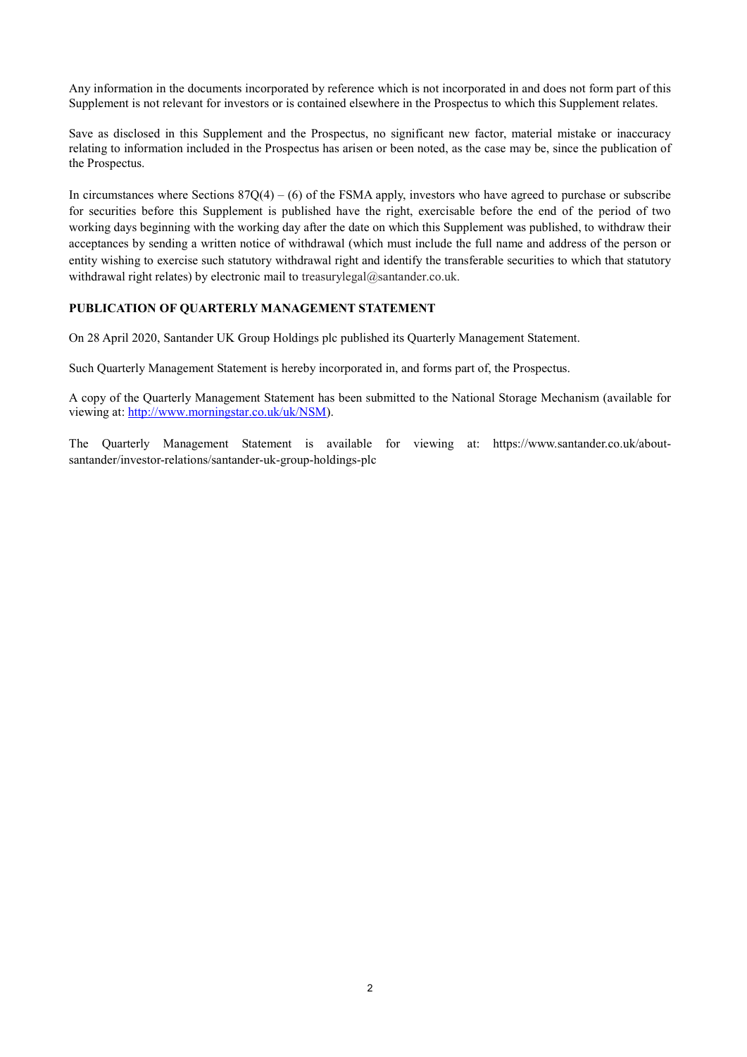Any information in the documents incorporated by reference which is not incorporated in and does not form part of this Supplement is not relevant for investors or is contained elsewhere in the Prospectus to which this Supplement relates.

Save as disclosed in this Supplement and the Prospectus, no significant new factor, material mistake or inaccuracy relating to information included in the Prospectus has arisen or been noted, as the case may be, since the publication of the Prospectus.

In circumstances where Sections 87Q(4) – (6) of the FSMA apply, investors who have agreed to purchase or subscribe for securities before this Supplement is published have the right, exercisable before the end of the period of two working days beginning with the working day after the date on which this Supplement was published, to withdraw their acceptances by sending a written notice of withdrawal (which must include the full name and address of the person or entity wishing to exercise such statutory withdrawal right and identify the transferable securities to which that statutory withdrawal right relates) by electronic mail to treasurylegal@santander.co.uk.

**PUBLICATION OF QUARTERLY MANAGEMENT STATEMENT**

On 28 April 2020, Santander UK Group Holdings plc published its Quarterly Management Statement.

Such Quarterly Management Statement is hereby incorporated in, and forms part of, the Prospectus.

A copy of the Quarterly Management Statement has been submitted to the National Storage Mechanism (available for viewing at: [http://www.morningstar.co.uk/uk/NSM](http://www.morningstar.co.uk/uk/NSM)).

The Quarterly Management Statement is available for viewing at: https://www.santander.co.uk/about-santander/investor-relations/santander-uk-group-holdings-plc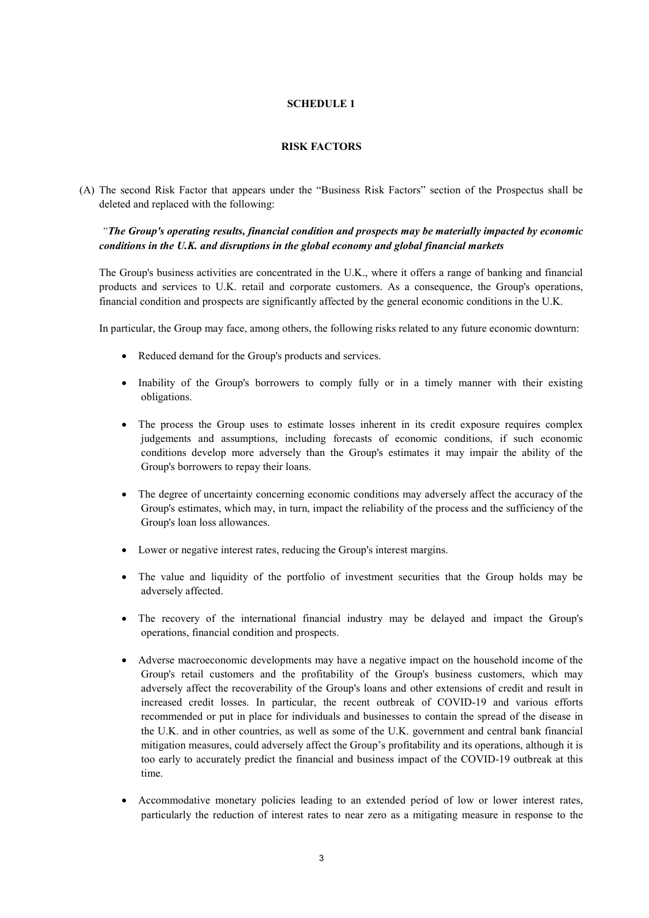**SCHEDULE 1**

**RISK FACTORS**

(A) The second Risk Factor that appears under the "Business Risk Factors" section of the Prospectus shall be deleted and replaced with the following:

*"**The Group's operating results, financial condition and prospects may be materially impacted by economic conditions in the U.K. and disruptions in the global economy and global financial markets***

The Group's business activities are concentrated in the U.K., where it offers a range of banking and financial products and services to U.K. retail and corporate customers. As a consequence, the Group's operations, financial condition and prospects are significantly affected by the general economic conditions in the U.K.

In particular, the Group may face, among others, the following risks related to any future economic downturn:

- Reduced demand for the Group's products and services.
- Inability of the Group's borrowers to comply fully or in a timely manner with their existing obligations.
- The process the Group uses to estimate losses inherent in its credit exposure requires complex judgements and assumptions, including forecasts of economic conditions, if such economic conditions develop more adversely than the Group's estimates it may impair the ability of the Group's borrowers to repay their loans.
- The degree of uncertainty concerning economic conditions may adversely affect the accuracy of the Group's estimates, which may, in turn, impact the reliability of the process and the sufficiency of the Group's loan loss allowances.
- Lower or negative interest rates, reducing the Group's interest margins.
- The value and liquidity of the portfolio of investment securities that the Group holds may be adversely affected.
- The recovery of the international financial industry may be delayed and impact the Group's operations, financial condition and prospects.
- Adverse macroeconomic developments may have a negative impact on the household income of the Group's retail customers and the profitability of the Group's business customers, which may adversely affect the recoverability of the Group's loans and other extensions of credit and result in increased credit losses. In particular, the recent outbreak of COVID-19 and various efforts recommended or put in place for individuals and businesses to contain the spread of the disease in the U.K. and in other countries, as well as some of the U.K. government and central bank financial mitigation measures, could adversely affect the Group's profitability and its operations, although it is too early to accurately predict the financial and business impact of the COVID-19 outbreak at this time.
- Accommodative monetary policies leading to an extended period of low or lower interest rates, particularly the reduction of interest rates to near zero as a mitigating measure in response to the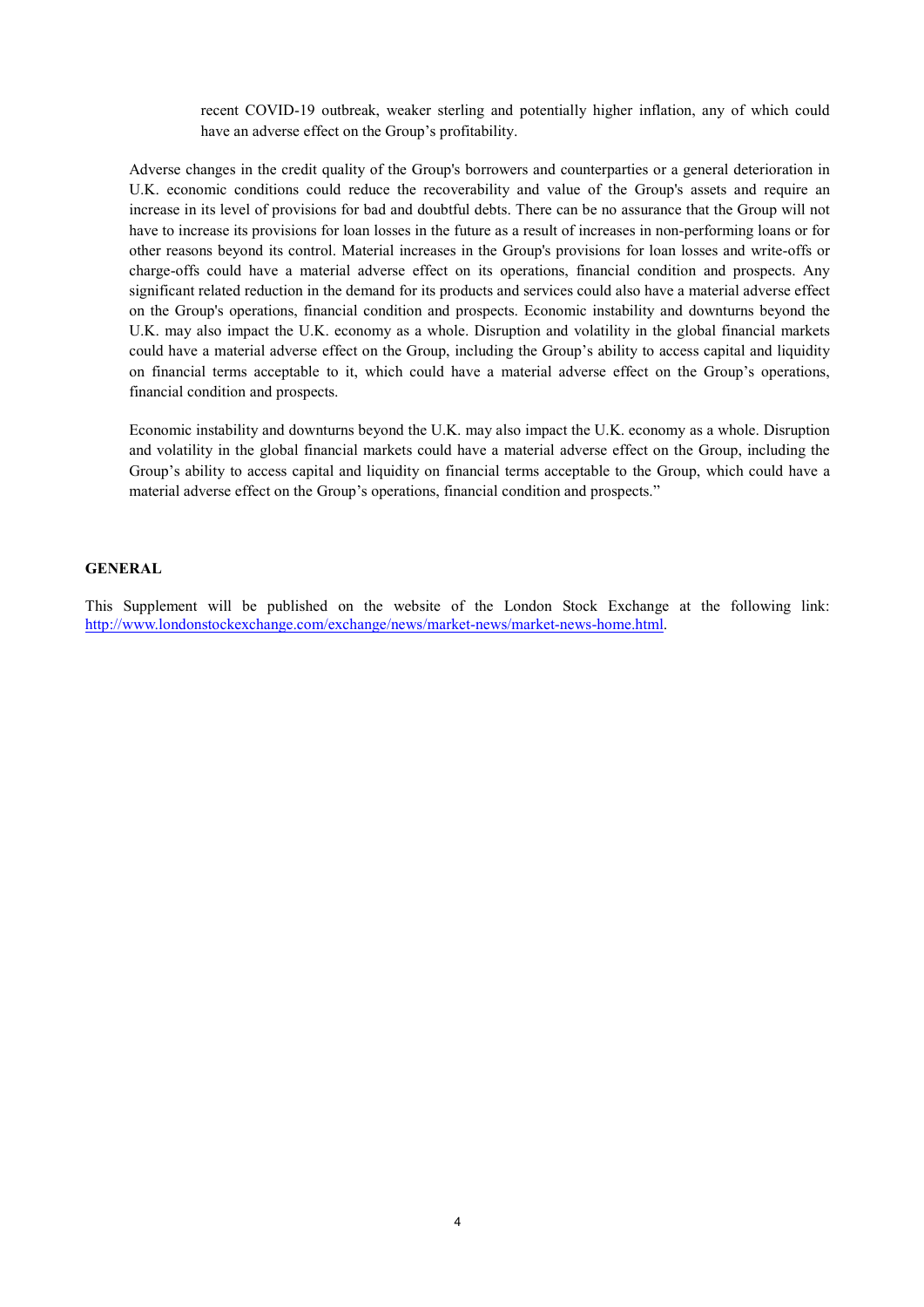recent COVID-19 outbreak, weaker sterling and potentially higher inflation, any of which could have an adverse effect on the Group's profitability.

Adverse changes in the credit quality of the Group's borrowers and counterparties or a general deterioration in U.K. economic conditions could reduce the recoverability and value of the Group's assets and require an increase in its level of provisions for bad and doubtful debts. There can be no assurance that the Group will not have to increase its provisions for loan losses in the future as a result of increases in non-performing loans or for other reasons beyond its control. Material increases in the Group's provisions for loan losses and write-offs or charge-offs could have a material adverse effect on its operations, financial condition and prospects. Any significant related reduction in the demand for its products and services could also have a material adverse effect on the Group's operations, financial condition and prospects. Economic instability and downturns beyond the U.K. may also impact the U.K. economy as a whole. Disruption and volatility in the global financial markets could have a material adverse effect on the Group, including the Group's ability to access capital and liquidity on financial terms acceptable to it, which could have a material adverse effect on the Group's operations, financial condition and prospects.

Economic instability and downturns beyond the U.K. may also impact the U.K. economy as a whole. Disruption and volatility in the global financial markets could have a material adverse effect on the Group, including the Group's ability to access capital and liquidity on financial terms acceptable to the Group, which could have a material adverse effect on the Group's operations, financial condition and prospects."

**GENERAL**

This Supplement will be published on the website of the London Stock Exchange at the following link: [http://www.londonstockexchange.com/exchange/news/market-news/market-news-home.html](http://www.londonstockexchange.com/exchange/news/market-news/market-news-home.html).